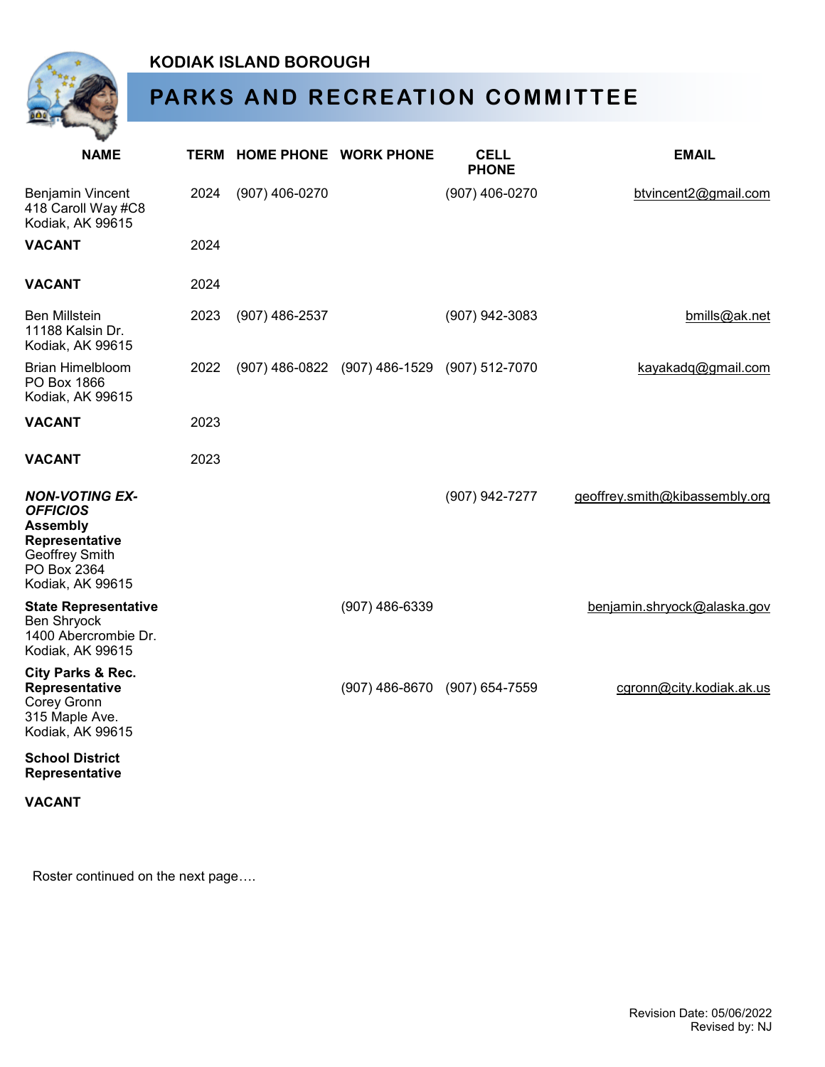## KODIAK ISLAND BOROUGH

# PARKS AND RECREATION COMMITTEE

| NAME | TERM | HOME PHONE | WORK PHONE | CELL PHONE | EMAIL |
|---|---|---|---|---|---|
| Benjamin Vincent<br>418 Caroll Way #C8<br>Kodiak, AK 99615 | 2024 | (907) 406-0270 | | (907) 406-0270 | btvincent2@gmail.com |
| **VACANT** | 2024 | | | | |
| **VACANT** | 2024 | | | | |
| Ben Millstein<br>11188 Kalsin Dr.<br>Kodiak, AK 99615 | 2023 | (907) 486-2537 | | (907) 942-3083 | bmills@ak.net |
| Brian Himelbloom<br>PO Box 1866<br>Kodiak, AK 99615 | 2022 | (907) 486-0822 | (907) 486-1529 | (907) 512-7070 | kayakadq@gmail.com |
| **VACANT** | 2023 | | | | |
| **VACANT** | 2023 | | | | |
| ***NON-VOTING EX-OFFICIOS***<br>**Assembly Representative**<br>Geoffrey Smith<br>PO Box 2364<br>Kodiak, AK 99615 | | | | (907) 942-7277 | geoffrey.smith@kibassembly.org |
| **State Representative**<br>Ben Shryock<br>1400 Abercrombie Dr.<br>Kodiak, AK 99615 | | | (907) 486-6339 | | benjamin.shryock@alaska.gov |
| **City Parks & Rec. Representative**<br>Corey Gronn<br>315 Maple Ave.<br>Kodiak, AK 99615 | | | (907) 486-8670 | (907) 654-7559 | cgronn@city.kodiak.ak.us |
| **School District Representative**<br><br>**VACANT** | | | | | |

Roster continued on the next page….

Revision Date: 05/06/2022
Revised by: NJ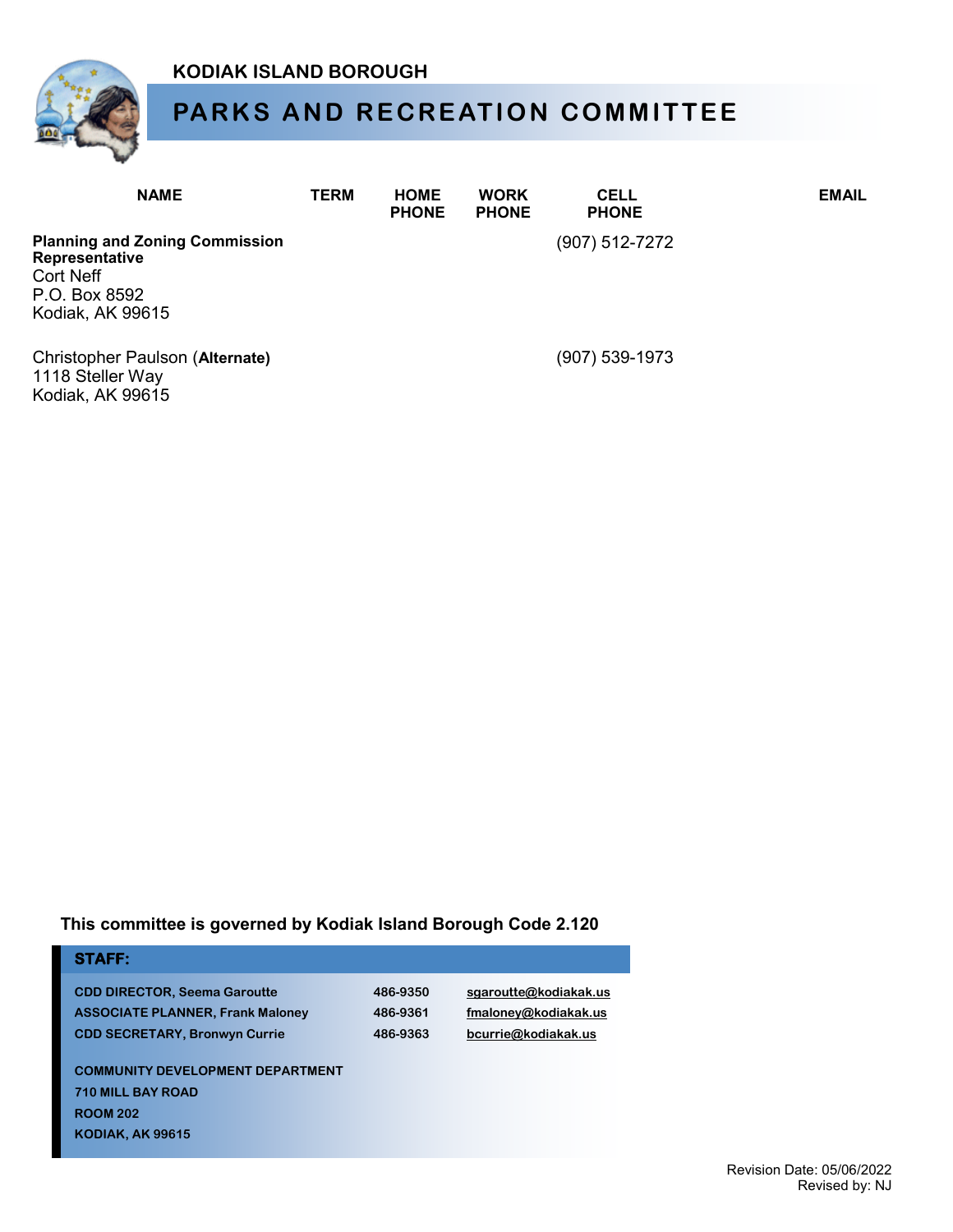**KODIAK ISLAND BOROUGH**

# PARKS AND RECREATION COMMITTEE

| NAME | TERM | HOME PHONE | WORK PHONE | CELL PHONE | EMAIL |
|---|---|---|---|---|---|
| **Planning and Zoning Commission Representative**<br>Cort Neff<br>P.O. Box 8592<br>Kodiak, AK 99615 | | | | (907) 512-7272 | |
| Christopher Paulson (**Alternate)**<br>1118 Steller Way<br>Kodiak, AK 99615 | | | | (907) 539-1973 | |

**This committee is governed by Kodiak Island Borough Code 2.120**

**STAFF:**

| | | |
|---|---|---|
| **CDD DIRECTOR, Seema Garoutte** | **486-9350** | **sgaroutte@kodiakak.us** |
| **ASSOCIATE PLANNER, Frank Maloney** | **486-9361** | **fmaloney@kodiakak.us** |
| **CDD SECRETARY, Bronwyn Currie** | **486-9363** | **bcurrie@kodiakak.us** |

**COMMUNITY DEVELOPMENT DEPARTMENT**
**710 MILL BAY ROAD**
**ROOM 202**
**KODIAK, AK 99615**

Revision Date: 05/06/2022
Revised by: NJ